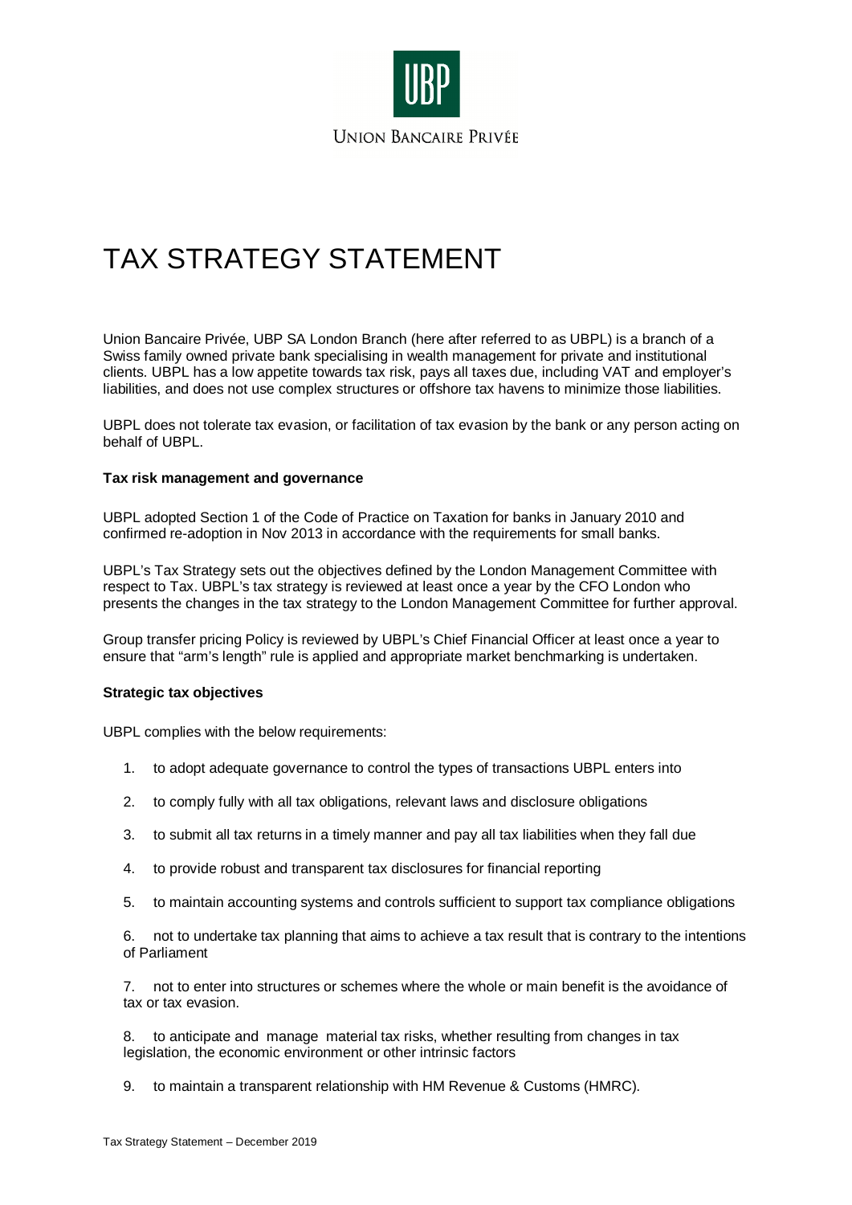UBP

UNION BANCAIRE PRIVÉE

# TAX STRATEGY STATEMENT

Union Bancaire Privée, UBP SA London Branch (here after referred to as UBPL) is a branch of a Swiss family owned private bank specialising in wealth management for private and institutional clients. UBPL has a low appetite towards tax risk, pays all taxes due, including VAT and employer's liabilities, and does not use complex structures or offshore tax havens to minimize those liabilities.

UBPL does not tolerate tax evasion, or facilitation of tax evasion by the bank or any person acting on behalf of UBPL.

**Tax risk management and governance**

UBPL adopted Section 1 of the Code of Practice on Taxation for banks in January 2010 and confirmed re-adoption in Nov 2013 in accordance with the requirements for small banks.

UBPL's Tax Strategy sets out the objectives defined by the London Management Committee with respect to Tax. UBPL's tax strategy is reviewed at least once a year by the CFO London who presents the changes in the tax strategy to the London Management Committee for further approval.

Group transfer pricing Policy is reviewed by UBPL's Chief Financial Officer at least once a year to ensure that "arm's length" rule is applied and appropriate market benchmarking is undertaken.

**Strategic tax objectives**

UBPL complies with the below requirements:

1. to adopt adequate governance to control the types of transactions UBPL enters into
2. to comply fully with all tax obligations, relevant laws and disclosure obligations
3. to submit all tax returns in a timely manner and pay all tax liabilities when they fall due
4. to provide robust and transparent tax disclosures for financial reporting
5. to maintain accounting systems and controls sufficient to support tax compliance obligations
6. not to undertake tax planning that aims to achieve a tax result that is contrary to the intentions of Parliament
7. not to enter into structures or schemes where the whole or main benefit is the avoidance of tax or tax evasion.
8. to anticipate and manage material tax risks, whether resulting from changes in tax legislation, the economic environment or other intrinsic factors
9. to maintain a transparent relationship with HM Revenue & Customs (HMRC).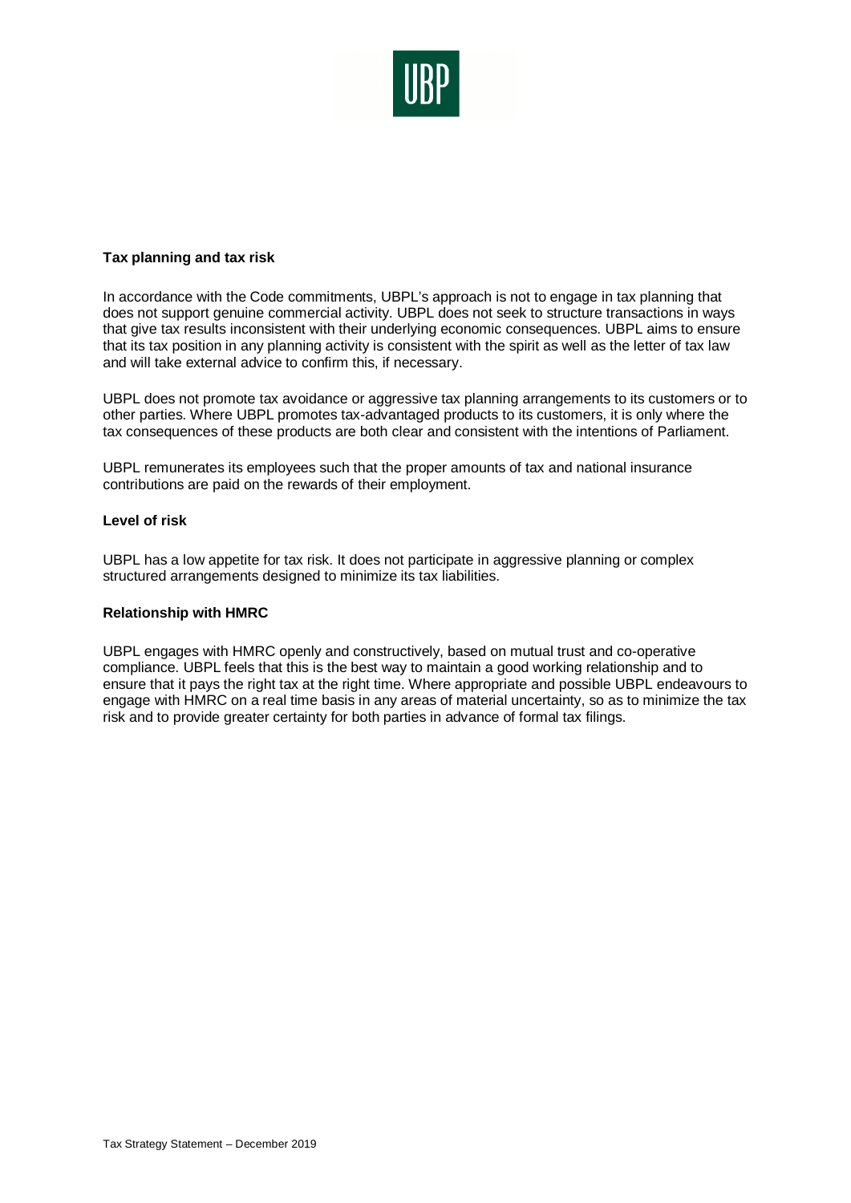**Tax planning and tax risk**

In accordance with the Code commitments, UBPL's approach is not to engage in tax planning that does not support genuine commercial activity. UBPL does not seek to structure transactions in ways that give tax results inconsistent with their underlying economic consequences. UBPL aims to ensure that its tax position in any planning activity is consistent with the spirit as well as the letter of tax law and will take external advice to confirm this, if necessary.

UBPL does not promote tax avoidance or aggressive tax planning arrangements to its customers or to other parties. Where UBPL promotes tax-advantaged products to its customers, it is only where the tax consequences of these products are both clear and consistent with the intentions of Parliament.

UBPL remunerates its employees such that the proper amounts of tax and national insurance contributions are paid on the rewards of their employment.

**Level of risk**

UBPL has a low appetite for tax risk. It does not participate in aggressive planning or complex structured arrangements designed to minimize its tax liabilities.

**Relationship with HMRC**

UBPL engages with HMRC openly and constructively, based on mutual trust and co-operative compliance. UBPL feels that this is the best way to maintain a good working relationship and to ensure that it pays the right tax at the right time. Where appropriate and possible UBPL endeavours to engage with HMRC on a real time basis in any areas of material uncertainty, so as to minimize the tax risk and to provide greater certainty for both parties in advance of formal tax filings.